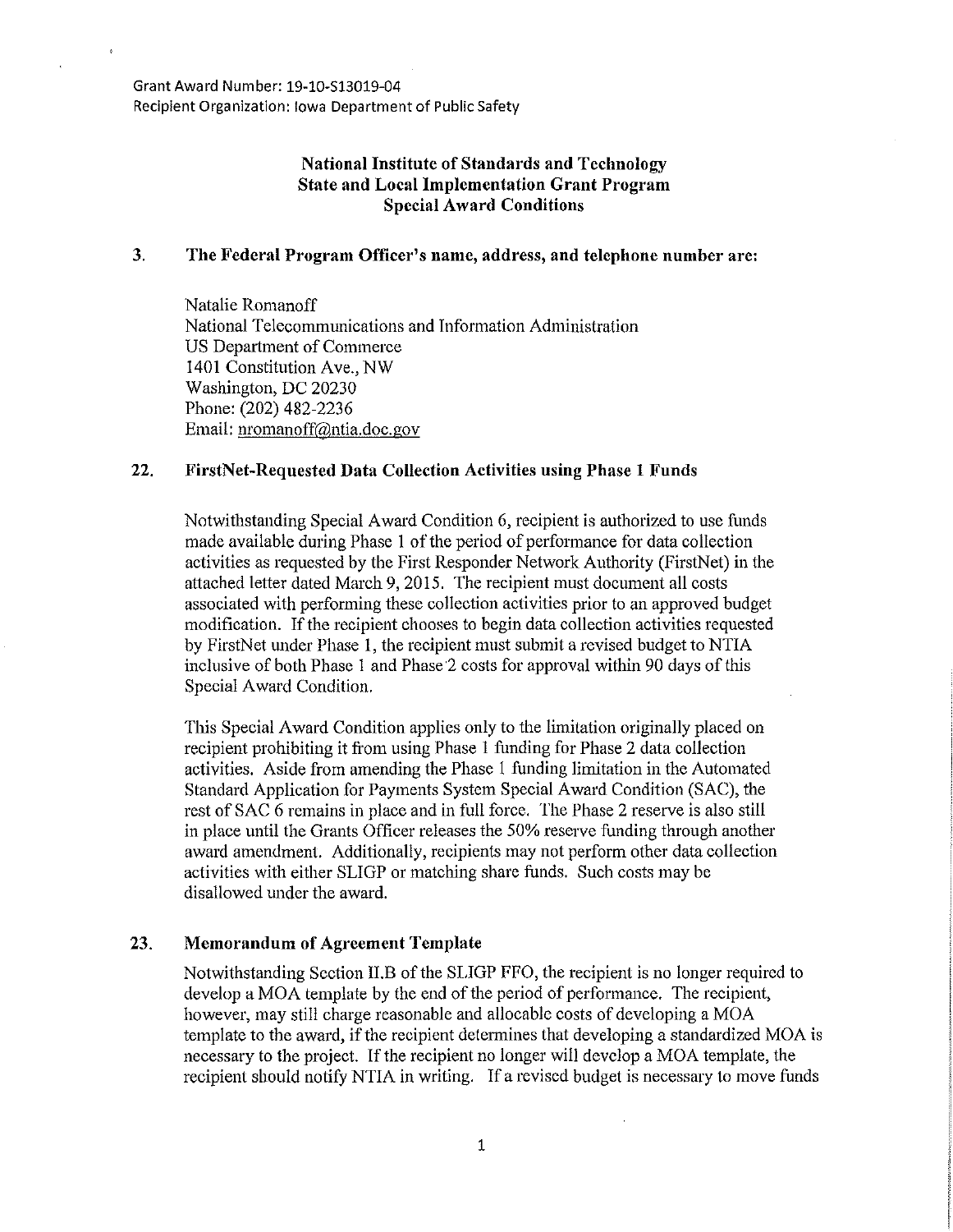Grant Award Number: 19-10-S13019-04
Recipient Organization: Iowa Department of Public Safety

**National Institute of Standards and Technology**
**State and Local Implementation Grant Program**
**Special Award Conditions**

**3. The Federal Program Officer's name, address, and telephone number are:**

Natalie Romanoff
National Telecommunications and Information Administration
US Department of Commerce
1401 Constitution Ave., NW
Washington, DC 20230
Phone: (202) 482-2236
Email: nromanoff@ntia.doc.gov

**22. FirstNet-Requested Data Collection Activities using Phase 1 Funds**

Notwithstanding Special Award Condition 6, recipient is authorized to use funds made available during Phase 1 of the period of performance for data collection activities as requested by the First Responder Network Authority (FirstNet) in the attached letter dated March 9, 2015. The recipient must document all costs associated with performing these collection activities prior to an approved budget modification. If the recipient chooses to begin data collection activities requested by FirstNet under Phase 1, the recipient must submit a revised budget to NTIA inclusive of both Phase 1 and Phase 2 costs for approval within 90 days of this Special Award Condition.

This Special Award Condition applies only to the limitation originally placed on recipient prohibiting it from using Phase 1 funding for Phase 2 data collection activities. Aside from amending the Phase 1 funding limitation in the Automated Standard Application for Payments System Special Award Condition (SAC), the rest of SAC 6 remains in place and in full force. The Phase 2 reserve is also still in place until the Grants Officer releases the 50% reserve funding through another award amendment. Additionally, recipients may not perform other data collection activities with either SLIGP or matching share funds. Such costs may be disallowed under the award.

**23. Memorandum of Agreement Template**

Notwithstanding Section II.B of the SLIGP FFO, the recipient is no longer required to develop a MOA template by the end of the period of performance. The recipient, however, may still charge reasonable and allocable costs of developing a MOA template to the award, if the recipient determines that developing a standardized MOA is necessary to the project. If the recipient no longer will develop a MOA template, the recipient should notify NTIA in writing. If a revised budget is necessary to move funds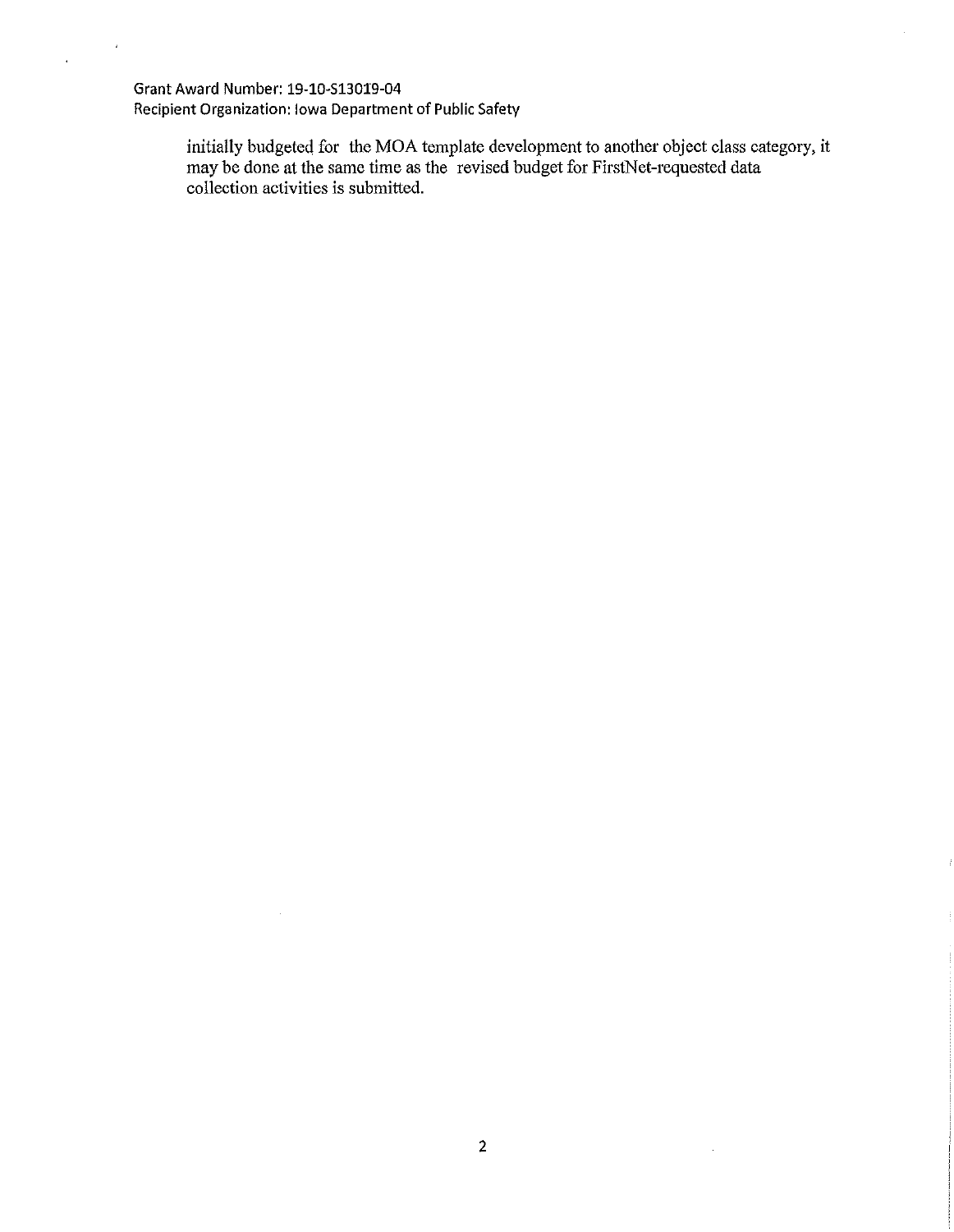initially budgeted for the MOA template development to another object class category, it may be done at the same time as the revised budget for FirstNet-requested data collection activities is submitted.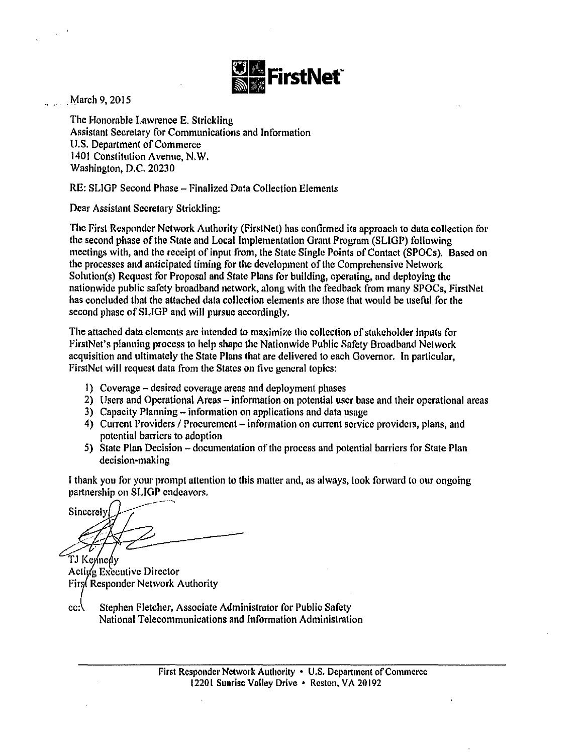FirstNet

March 9, 2015

The Honorable Lawrence E. Strickling
Assistant Secretary for Communications and Information
U.S. Department of Commerce
1401 Constitution Avenue, N.W.
Washington, D.C. 20230

RE: SLIGP Second Phase – Finalized Data Collection Elements

Dear Assistant Secretary Strickling:

The First Responder Network Authority (FirstNet) has confirmed its approach to data collection for the second phase of the State and Local Implementation Grant Program (SLIGP) following meetings with, and the receipt of input from, the State Single Points of Contact (SPOCs). Based on the processes and anticipated timing for the development of the Comprehensive Network Solution(s) Request for Proposal and State Plans for building, operating, and deploying the nationwide public safety broadband network, along with the feedback from many SPOCs, FirstNet has concluded that the attached data collection elements are those that would be useful for the second phase of SLIGP and will pursue accordingly.

The attached data elements are intended to maximize the collection of stakeholder inputs for FirstNet's planning process to help shape the Nationwide Public Safety Broadband Network acquisition and ultimately the State Plans that are delivered to each Governor. In particular, FirstNet will request data from the States on five general topics:

1) Coverage – desired coverage areas and deployment phases
2) Users and Operational Areas – information on potential user base and their operational areas
3) Capacity Planning – information on applications and data usage
4) Current Providers / Procurement – information on current service providers, plans, and potential barriers to adoption
5) State Plan Decision – documentation of the process and potential barriers for State Plan decision-making

I thank you for your prompt attention to this matter and, as always, look forward to our ongoing partnership on SLIGP endeavors.

Sincerely,

TJ Kennedy
Acting Executive Director
First Responder Network Authority

cc: Stephen Fletcher, Associate Administrator for Public Safety
National Telecommunications and Information Administration

First Responder Network Authority • U.S. Department of Commerce
12201 Sunrise Valley Drive • Reston, VA 20192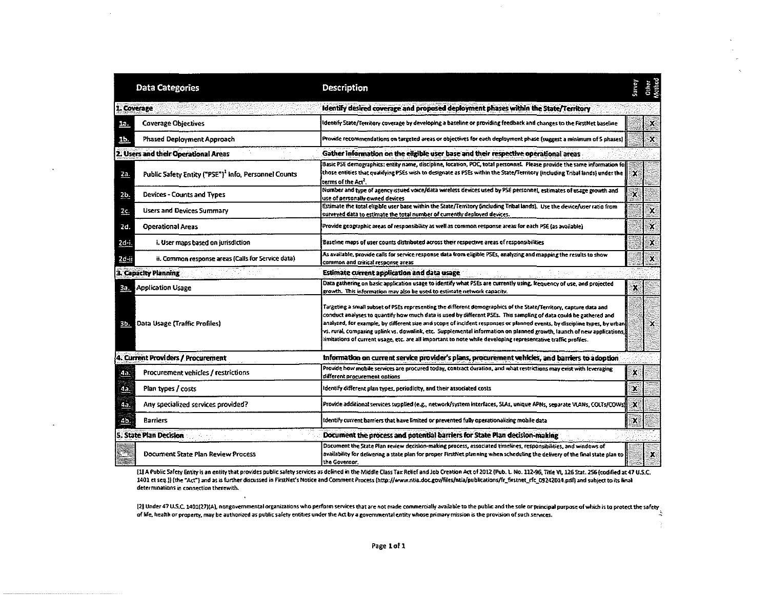| | Data Categories | Description | Survey | Other Method |
|---|---|---|---|---|
| **1. Coverage** | | **Identify desired coverage and proposed deployment phases within the State/Territory** | | |
| 1a. | Coverage Objectives | Identify State/Territory coverage by developing a baseline or providing feedback and changes to the FirstNet baseline | | X |
| 1b. | Phased Deployment Approach | Provide recommendations on targeted areas or objectives for each deployment phase (suggest a minimum of 5 phases) | | X |
| **2. Users and their Operational Areas** | | **Gather information on the eligible user base and their respective operational areas** | | |
| 2a. | Public Safety Entity ("PSE")[1] Info, Personnel Counts | Basic PSE demographics: entity name, discipline, location, POC, total personnel. Please provide the same information for those entities that qualifying PSEs wish to designate as PSEs within the State/Territory (including Tribal lands) under the terms of the Act[2]. | X | |
| 2b. | Devices - Counts and Types | Number and type of agency issued voice/data wireless devices used by PSE personnel, estimates of usage growth and use of personally owned devices | X | |
| 2c. | Users and Devices Summary | Estimate the total eligible user base within the State/Territory (including Tribal lands). Use the device/user ratio from surveyed data to estimate the total number of currently deployed devices. | | X |
| 2d. | Operational Areas | Provide geographic areas of responsibility as well as common response areas for each PSE (as available) | | X |
| 2d-i. | i. User maps based on jurisdiction | Baseline maps of user counts distributed across their respective areas of responsibilities | | X |
| 2d-ii | ii. Common response areas (Calls for Service data) | As available, provide calls for service response data from eligible PSEs, analyzing and mapping the results to show common and critical response areas | | X |
| **3. Capacity Planning** | | **Estimate current application and data usage** | | |
| 3a. | Application Usage | Data gathering on basic application usage to identify what PSEs are currently using, frequency of use, and projected growth. This information may also be used to estimate network capacity. | X | |
| 3b. | Data Usage (Traffic Profiles) | Targeting a small subset of PSEs representing the different demographics of the State/Territory, capture data and conduct analyses to quantify how much data is used by different PSEs. This sampling of data could be gathered and analyzed, for example, by different size and scope of incident responses or planned events, by discipline types, by urban vs. rural, comparing uplink vs. downlink, etc. Supplemental information on planned growth, launch of new applications, limitations of current usage, etc. are all important to note while developing representative traffic profiles. | | X |
| **4. Current Providers / Procurement** | | **Information on current service provider's plans, procurement vehicles, and barriers to adoption** | | |
| 4a. | Procurement vehicles / restrictions | Provide how mobile services are procured today, contract duration, and what restrictions may exist with leveraging different procurement options | X | |
| 4a. | Plan types / costs | Identify different plan types, periodicity, and their associated costs | X | |
| 4a. | Any specialized services provided? | Provide additional services supplied (e.g., network/system interfaces, SLAs, unique APNs, separate VLANs, COLTs/COWs) | X | |
| 4b. | Barriers | Identify current barriers that have limited or prevented fully operationalizing mobile data | X | |
| **5. State Plan Decision** | | **Document the process and potential barriers for State Plan decision-making** | | |
| | Document State Plan Review Process | Document the State Plan review decision-making process, associated timelines, responsibilities, and windows of availability for delivering a state plan for proper FirstNet planning when scheduling the delivery of the final state plan to the Governor. | | X |

[1] A Public Safety Entity is an entity that provides public safety services as defined in the Middle Class Tax Relief and Job Creation Act of 2012 (Pub. L. No. 112-96, Title VI, 126 Stat. 256 (codified at 47 U.S.C. 1401 et seq.)) (the "Act") and as is further discussed in FirstNet's Notice and Comment Process (http://www.ntia.doc.gov/files/ntia/publications/fr_firstnet_rfc_09242014.pdf) and subject to its final determinations in connection therewith.

[2] Under 47 U.S.C. 1401(27)(A), nongovernmental organizations who perform services that are not made commercially available to the public and the sole or principal purpose of which is to protect the safety of life, health or property, may be authorized as public safety entities under the Act by a governmental entity whose primary mission is the provision of such services.